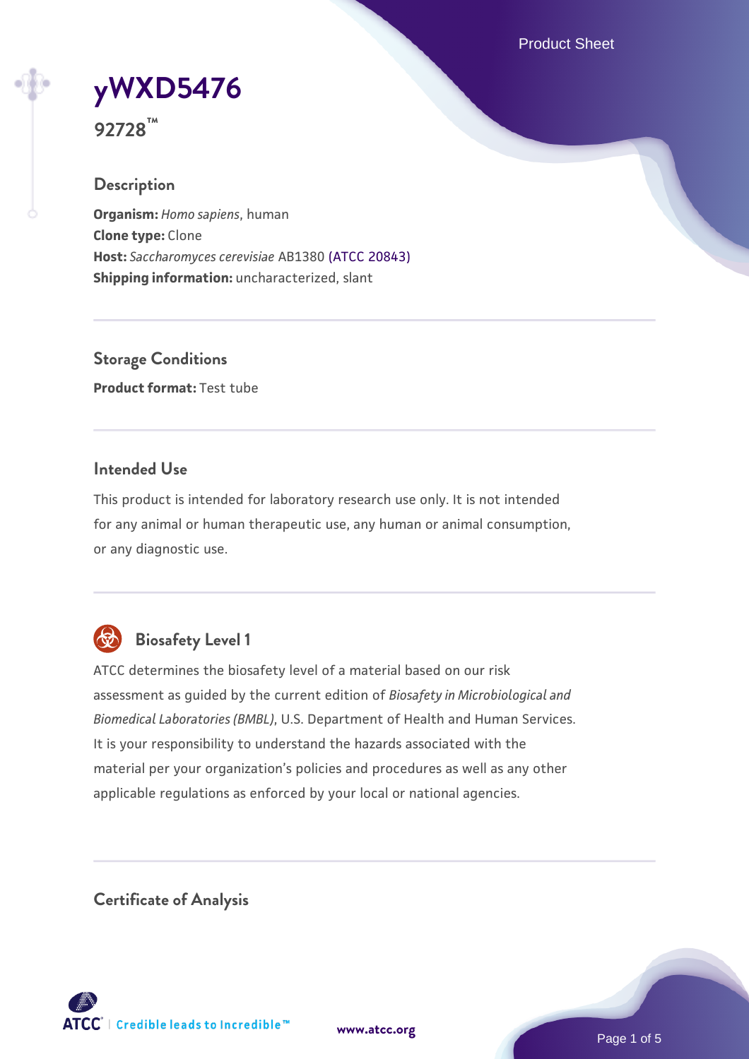# yWXD5476

**92728™**

## Description

**Organism:** *Homo sapiens*, human
**Clone type:** Clone
**Host:** *Saccharomyces cerevisiae* AB1380 (ATCC 20843)
**Shipping information:** uncharacterized, slant

## Storage Conditions

**Product format:** Test tube

## Intended Use

This product is intended for laboratory research use only. It is not intended for any animal or human therapeutic use, any human or animal consumption, or any diagnostic use.

## Biosafety Level 1

ATCC determines the biosafety level of a material based on our risk assessment as guided by the current edition of *Biosafety in Microbiological and Biomedical Laboratories (BMBL)*, U.S. Department of Health and Human Services. It is your responsibility to understand the hazards associated with the material per your organization's policies and procedures as well as any other applicable regulations as enforced by your local or national agencies.

## Certificate of Analysis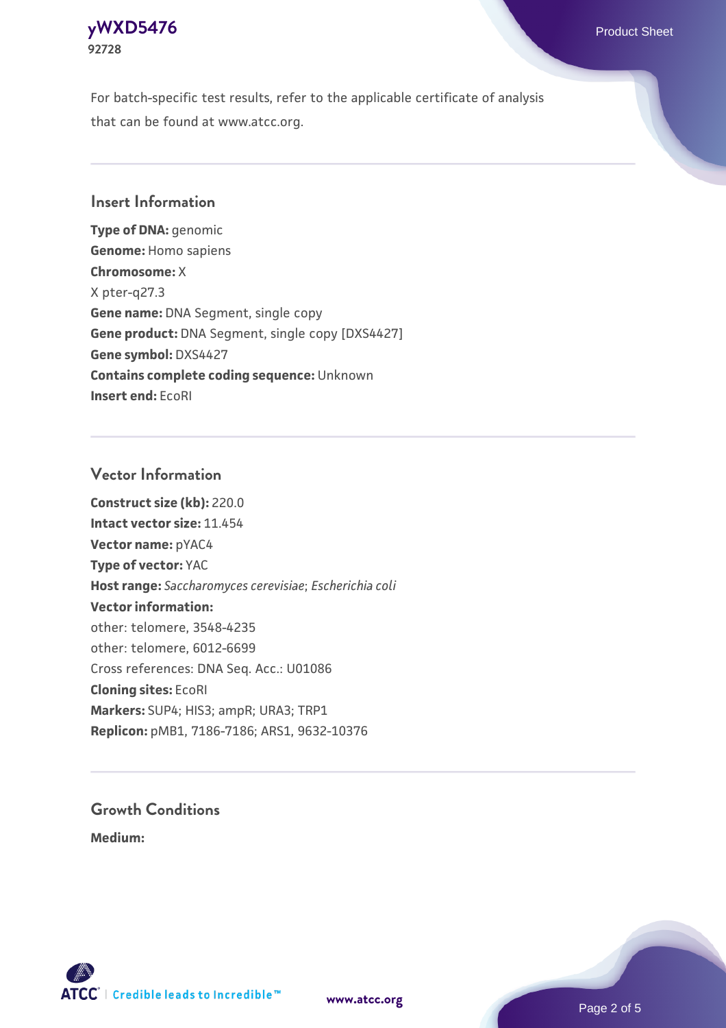For batch-specific test results, refer to the applicable certificate of analysis that can be found at www.atcc.org.

## Insert Information

**Type of DNA:** genomic
**Genome:** Homo sapiens
**Chromosome:** X
X pter-q27.3
**Gene name:** DNA Segment, single copy
**Gene product:** DNA Segment, single copy [DXS4427]
**Gene symbol:** DXS4427
**Contains complete coding sequence:** Unknown
**Insert end:** EcoRI

## Vector Information

**Construct size (kb):** 220.0
**Intact vector size:** 11.454
**Vector name:** pYAC4
**Type of vector:** YAC
**Host range:** *Saccharomyces cerevisiae*; *Escherichia coli*
**Vector information:**
other: telomere, 3548-4235
other: telomere, 6012-6699
Cross references: DNA Seq. Acc.: U01086
**Cloning sites:** EcoRI
**Markers:** SUP4; HIS3; ampR; URA3; TRP1
**Replicon:** pMB1, 7186-7186; ARS1, 9632-10376

## Growth Conditions

**Medium:**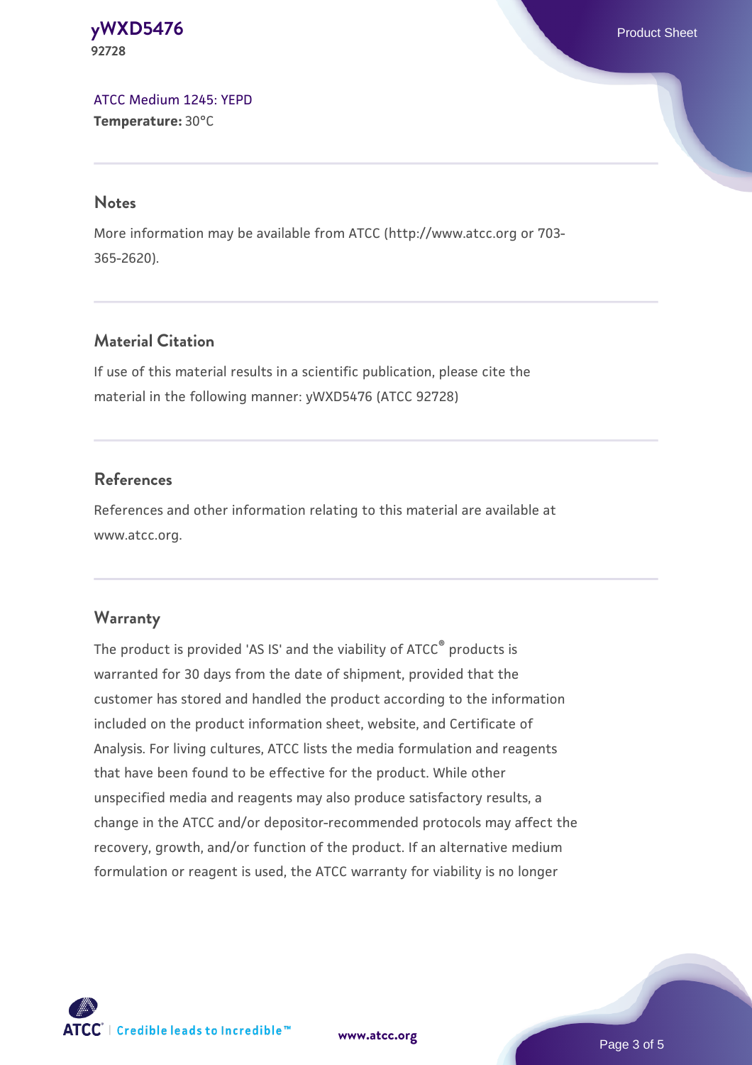ATCC Medium 1245: YEPD
**Temperature:** 30°C

## Notes

More information may be available from ATCC (http://www.atcc.org or 703-365-2620).

## Material Citation

If use of this material results in a scientific publication, please cite the material in the following manner: yWXD5476 (ATCC 92728)

## References

References and other information relating to this material are available at www.atcc.org.

## Warranty

The product is provided 'AS IS' and the viability of ATCC® products is warranted for 30 days from the date of shipment, provided that the customer has stored and handled the product according to the information included on the product information sheet, website, and Certificate of Analysis. For living cultures, ATCC lists the media formulation and reagents that have been found to be effective for the product. While other unspecified media and reagents may also produce satisfactory results, a change in the ATCC and/or depositor-recommended protocols may affect the recovery, growth, and/or function of the product. If an alternative medium formulation or reagent is used, the ATCC warranty for viability is no longer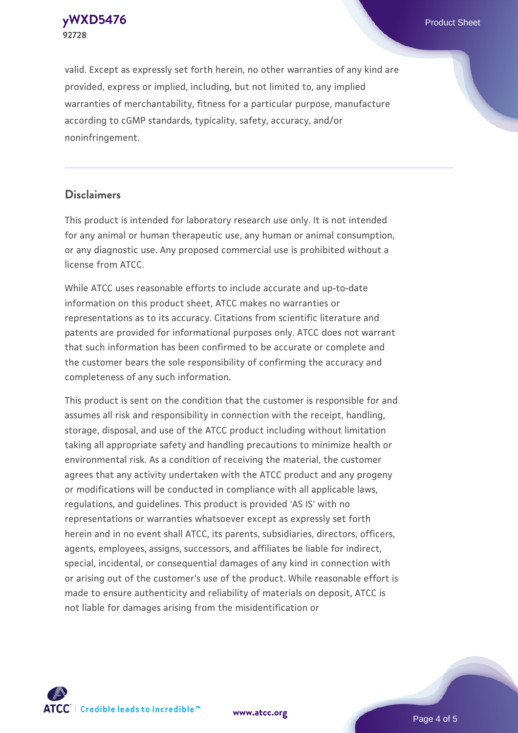valid. Except as expressly set forth herein, no other warranties of any kind are provided, express or implied, including, but not limited to, any implied warranties of merchantability, fitness for a particular purpose, manufacture according to cGMP standards, typicality, safety, accuracy, and/or noninfringement.

## Disclaimers

This product is intended for laboratory research use only. It is not intended for any animal or human therapeutic use, any human or animal consumption, or any diagnostic use. Any proposed commercial use is prohibited without a license from ATCC.

While ATCC uses reasonable efforts to include accurate and up-to-date information on this product sheet, ATCC makes no warranties or representations as to its accuracy. Citations from scientific literature and patents are provided for informational purposes only. ATCC does not warrant that such information has been confirmed to be accurate or complete and the customer bears the sole responsibility of confirming the accuracy and completeness of any such information.

This product is sent on the condition that the customer is responsible for and assumes all risk and responsibility in connection with the receipt, handling, storage, disposal, and use of the ATCC product including without limitation taking all appropriate safety and handling precautions to minimize health or environmental risk. As a condition of receiving the material, the customer agrees that any activity undertaken with the ATCC product and any progeny or modifications will be conducted in compliance with all applicable laws, regulations, and guidelines. This product is provided 'AS IS' with no representations or warranties whatsoever except as expressly set forth herein and in no event shall ATCC, its parents, subsidiaries, directors, officers, agents, employees, assigns, successors, and affiliates be liable for indirect, special, incidental, or consequential damages of any kind in connection with or arising out of the customer's use of the product. While reasonable effort is made to ensure authenticity and reliability of materials on deposit, ATCC is not liable for damages arising from the misidentification or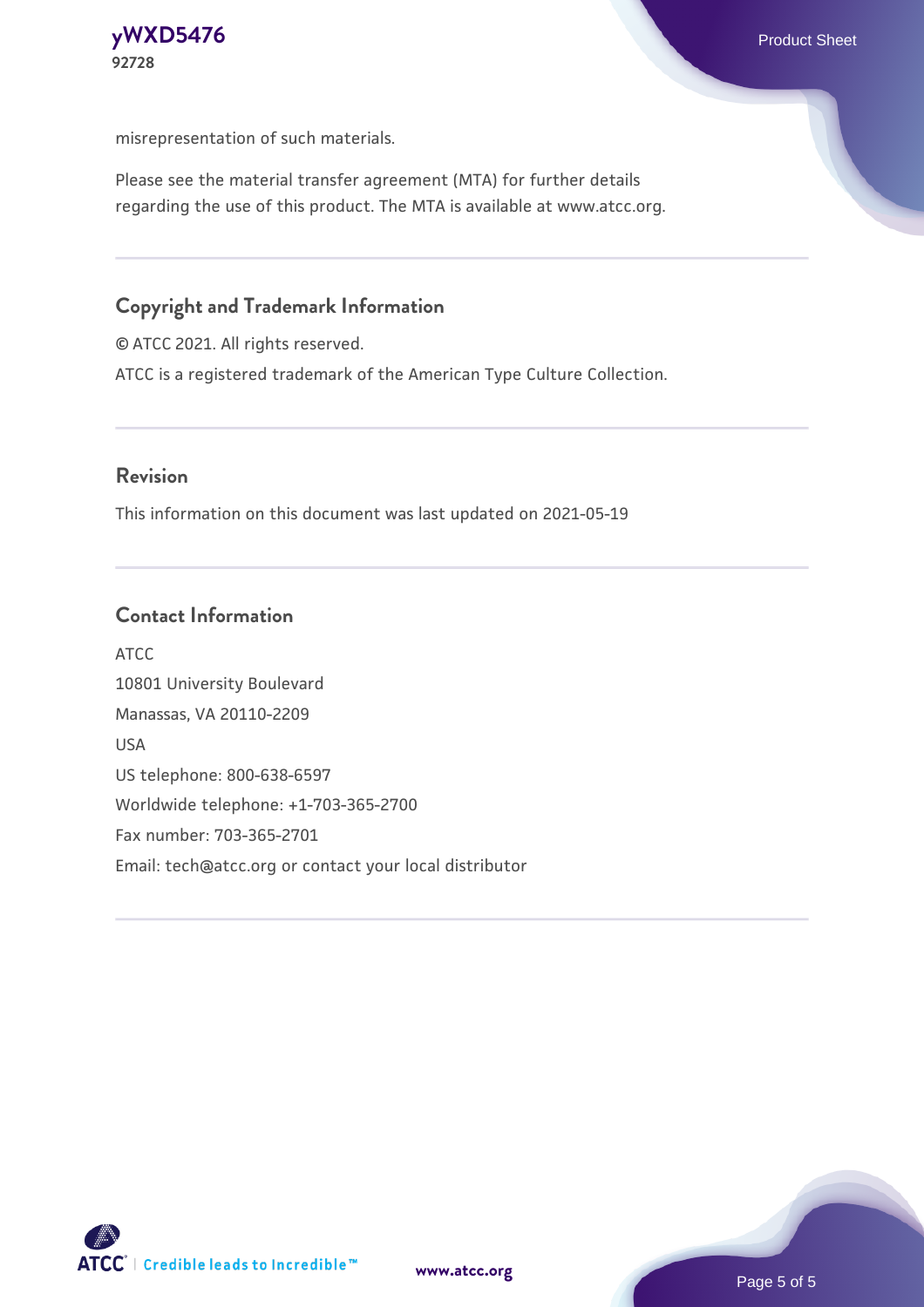misrepresentation of such materials.

Please see the material transfer agreement (MTA) for further details regarding the use of this product. The MTA is available at www.atcc.org.

## Copyright and Trademark Information

© ATCC 2021. All rights reserved.

ATCC is a registered trademark of the American Type Culture Collection.

## Revision

This information on this document was last updated on 2021-05-19

## Contact Information

ATCC
10801 University Boulevard
Manassas, VA 20110-2209
USA
US telephone: 800-638-6597
Worldwide telephone: +1-703-365-2700
Fax number: 703-365-2701
Email: tech@atcc.org or contact your local distributor